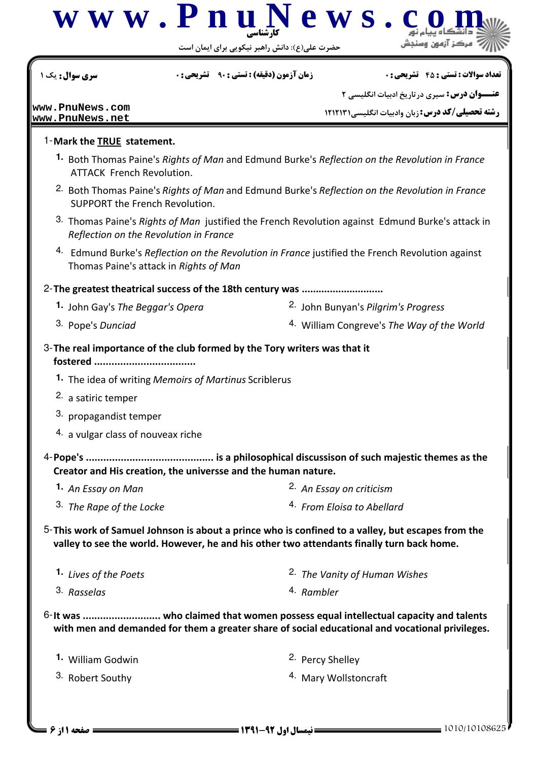www.PnuNews.com

کارشناسی

حضرت علی(ع): دانش راهبر نیکویی برای ایمان است

دانشگاه پیام نور
مرکز آزمون وسنجش

**سری سوال:** یک ۱

**زمان آزمون (دقیقه) : تستی : ۹۰ تشریحی : ۰**

**تعداد سوالات : تستی : ۴۵ تشریحی : ۰**

**عنـــوان درس:** سیری درتاریخ ادبیات انگلیسی ۲

**رشته تحصیلی/کد درس:** زبان وادبیات انگلیسی۱۲۱۲۱۳۱

www.PnuNews.com
www.PnuNews.net

1-**Mark the TRUE statement.**

1. Both Thomas Paine's *Rights of Man* and Edmund Burke's *Reflection on the Revolution in France* ATTACK French Revolution.
2. Both Thomas Paine's *Rights of Man* and Edmund Burke's *Reflection on the Revolution in France* SUPPORT the French Revolution.
3. Thomas Paine's *Rights of Man* justified the French Revolution against Edmund Burke's attack in *Reflection on the Revolution in France*
4. Edmund Burke's *Reflection on the Revolution in France* justified the French Revolution against Thomas Paine's attack in *Rights of Man*

2-**The greatest theatrical success of the 18th century was ............................**

1. John Gay's *The Beggar's Opera*
2. John Bunyan's *Pilgrim's Progress*
3. Pope's *Dunciad*
4. William Congreve's *The Way of the World*

3-**The real importance of the club formed by the Tory writers was that it fostered ..................................**

1. The idea of writing *Memoirs of Martinus* Scriblerus
2. a satiric temper
3. propagandist temper
4. a vulgar class of nouveax riche

4-**Pope's ........................................... is a philosophical discussison of such majestic themes as the Creator and His creation, the universse and the human nature.**

1. *An Essay on Man*
2. *An Essay on criticism*
3. *The Rape of the Locke*
4. *From Eloisa to Abellard*

5-**This work of Samuel Johnson is about a prince who is confined to a valley, but escapes from the valley to see the world. However, he and his other two attendants finally turn back home.**

1. *Lives of the Poets*
2. *The Vanity of Human Wishes*
3. *Rasselas*
4. *Rambler*

6-**It was .......................... who claimed that women possess equal intellectual capacity and talents with men and demanded for them a greater share of social educational and vocational privileges.**

1. William Godwin
2. Percy Shelley
3. Robert Southy
4. Mary Wollstoncraft

**نیمسال اول ۹۲-۱۳۹۱**

1010/10108625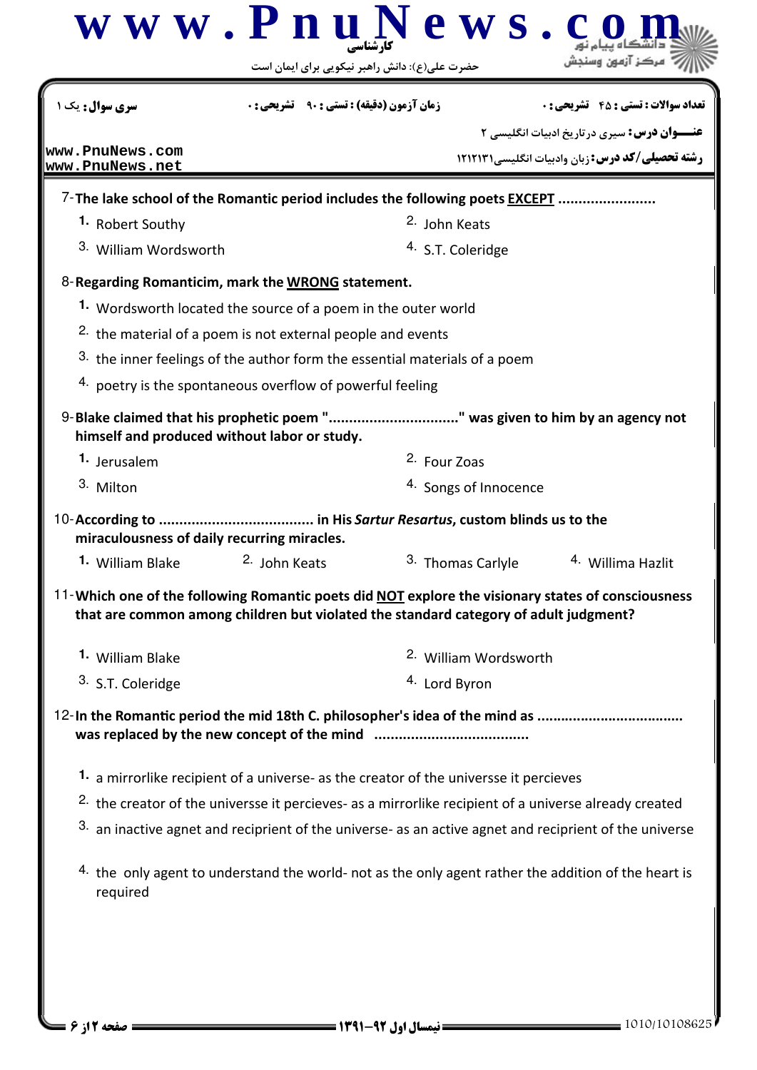7- **The lake school of the Romantic period includes the following poets EXCEPT .......................**

1. Robert Southy
2. John Keats
3. William Wordsworth
4. S.T. Coleridge

8- **Regarding Romanticim, mark the WRONG statement.**

1. Wordsworth located the source of a poem in the outer world
2. the material of a poem is not external people and events
3. the inner feelings of the author form the essential materials of a poem
4. poetry is the spontaneous overflow of powerful feeling

9- **Blake claimed that his prophetic poem "................................" was given to him by an agency not himself and produced without labor or study.**

1. Jerusalem
2. Four Zoas
3. Milton
4. Songs of Innocence

10- **According to ..................................... in His *Sartur Resartus*, custom blinds us to the miraculousness of daily recurring miracles.**

1. William Blake
2. John Keats
3. Thomas Carlyle
4. Willima Hazlit

11- **Which one of the following Romantic poets did NOT explore the visionary states of consciousness that are common among children but violated the standard category of adult judgment?**

1. William Blake
2. William Wordsworth
3. S.T. Coleridge
4. Lord Byron

12- **In the Romantic period the mid 18th C. philosopher's idea of the mind as .................................... was replaced by the new concept of the mind .....................................**

1. a mirrorlike recipient of a universe- as the creator of the universse it percieves
2. the creator of the universse it percieves- as a mirrorlike recipient of a universe already created
3. an inactive agnet and recipirient of the universe- as an active agnet and recipirient of the universe
4. the only agent to understand the world- not as the only agent rather the addition of the heart is required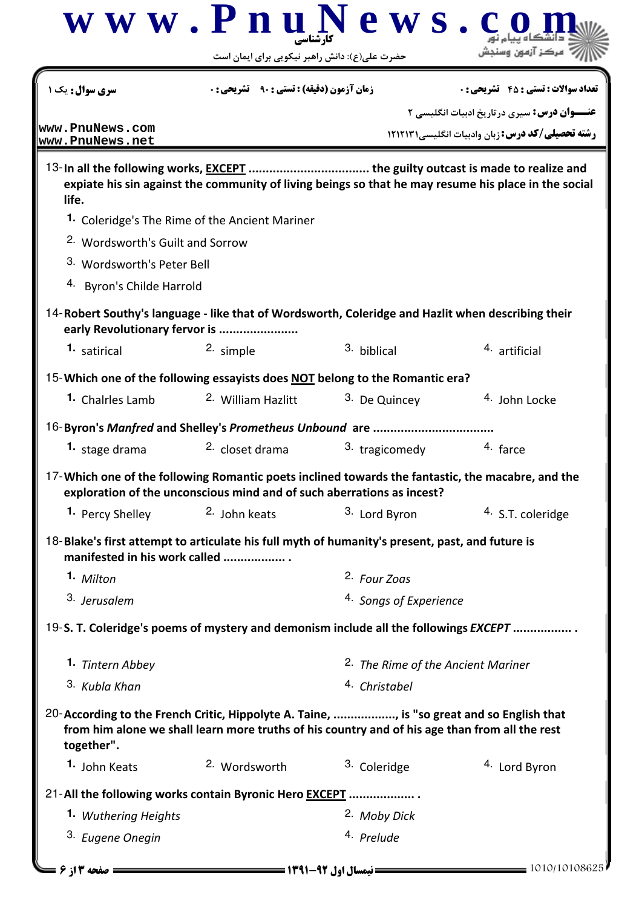| سری سوال: یک ۱ | زمان آزمون (دقیقه) : تستی : ۹۰ تشریحی : ۰ | تعداد سوالات : تستی : ۴۵ تشریحی : ۰ |
|---|---|---|
| | | عنـــوان درس: سیری درتاریخ ادبیات انگلیسی ۲ |
| | | رشته تحصیلی/کد درس: زبان وادبیات انگلیسی۱۲۱۲۱۳۱ |

13- **In all the following works, EXCEPT .................................. the guilty outcast is made to realize and expiate his sin against the community of living beings so that he may resume his place in the social life.**

1. Coleridge's The Rime of the Ancient Mariner
2. Wordsworth's Guilt and Sorrow
3. Wordsworth's Peter Bell
4. Byron's Childe Harrold

14- **Robert Southy's language - like that of Wordsworth, Coleridge and Hazlit when describing their early Revolutionary fervor is ......................**

1. satirical
2. simple
3. biblical
4. artificial

15- **Which one of the following essayists does NOT belong to the Romantic era?**

1. Chalrles Lamb
2. William Hazlitt
3. De Quincey
4. John Locke

16- **Byron's *Manfred* and Shelley's *Prometheus Unbound* are ..................................**

1. stage drama
2. closet drama
3. tragicomedy
4. farce

17- **Which one of the following Romantic poets inclined towards the fantastic, the macabre, and the exploration of the unconscious mind and of such aberrations as incest?**

1. Percy Shelley
2. John keats
3. Lord Byron
4. S.T. coleridge

18- **Blake's first attempt to articulate his full myth of humanity's present, past, and future is manifested in his work called ................. .**

1. *Milton*
2. *Four Zoas*
3. *Jerusalem*
4. *Songs of Experience*

19- **S. T. Coleridge's poems of mystery and demonism include all the followings *EXCEPT* ................. .**

1. *Tintern Abbey*
2. *The Rime of the Ancient Mariner*
3. *Kubla Khan*
4. *Christabel*

20- **According to the French Critic, Hippolyte A. Taine, .................., is "so great and so English that from him alone we shall learn more truths of his country and of his age than from all the rest together".**

1. John Keats
2. Wordsworth
3. Coleridge
4. Lord Byron

21- **All the following works contain Byronic Hero EXCEPT ................... .**

1. *Wuthering Heights*
2. *Moby Dick*
3. *Eugene Onegin*
4. *Prelude*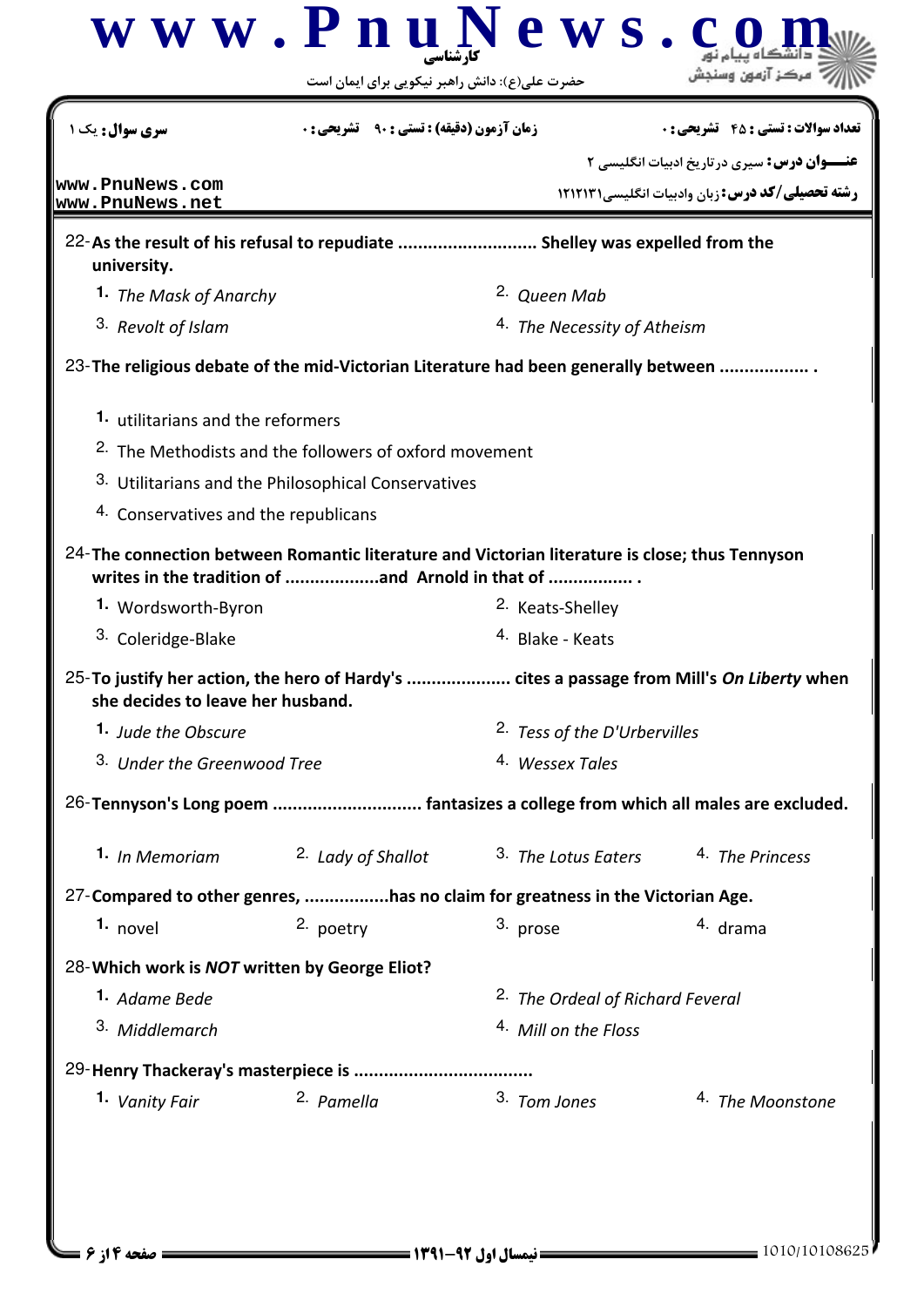22-**As the result of his refusal to repudiate ........................... Shelley was expelled from the university.**

1. *The Mask of Anarchy*
2. *Queen Mab*
3. *Revolt of Islam*
4. *The Necessity of Atheism*

23-**The religious debate of the mid-Victorian Literature had been generally between .................. .**

1. utilitarians and the reformers
2. The Methodists and the followers of oxford movement
3. Utilitarians and the Philosophical Conservatives
4. Conservatives and the republicans

24-**The connection between Romantic literature and Victorian literature is close; thus Tennyson writes in the tradition of ...................and Arnold in that of ................. .**

1. Wordsworth-Byron
2. Keats-Shelley
3. Coleridge-Blake
4. Blake - Keats

25-**To justify her action, the hero of Hardy's ..................... cites a passage from Mill's *On Liberty* when she decides to leave her husband.**

1. *Jude the Obscure*
2. *Tess of the D'Urbervilles*
3. *Under the Greenwood Tree*
4. *Wessex Tales*

26-**Tennyson's Long poem ............................. fantasizes a college from which all males are excluded.**

1. *In Memoriam*
2. *Lady of Shallot*
3. *The Lotus Eaters*
4. *The Princess*

27-**Compared to other genres, .................has no claim for greatness in the Victorian Age.**

1. novel
2. poetry
3. prose
4. drama

28-**Which work is *NOT* written by George Eliot?**

1. *Adame Bede*
2. *The Ordeal of Richard Feveral*
3. *Middlemarch*
4. *Mill on the Floss*

29-**Henry Thackeray's masterpiece is ...................................**

1. *Vanity Fair*
2. *Pamella*
3. *Tom Jones*
4. *The Moonstone*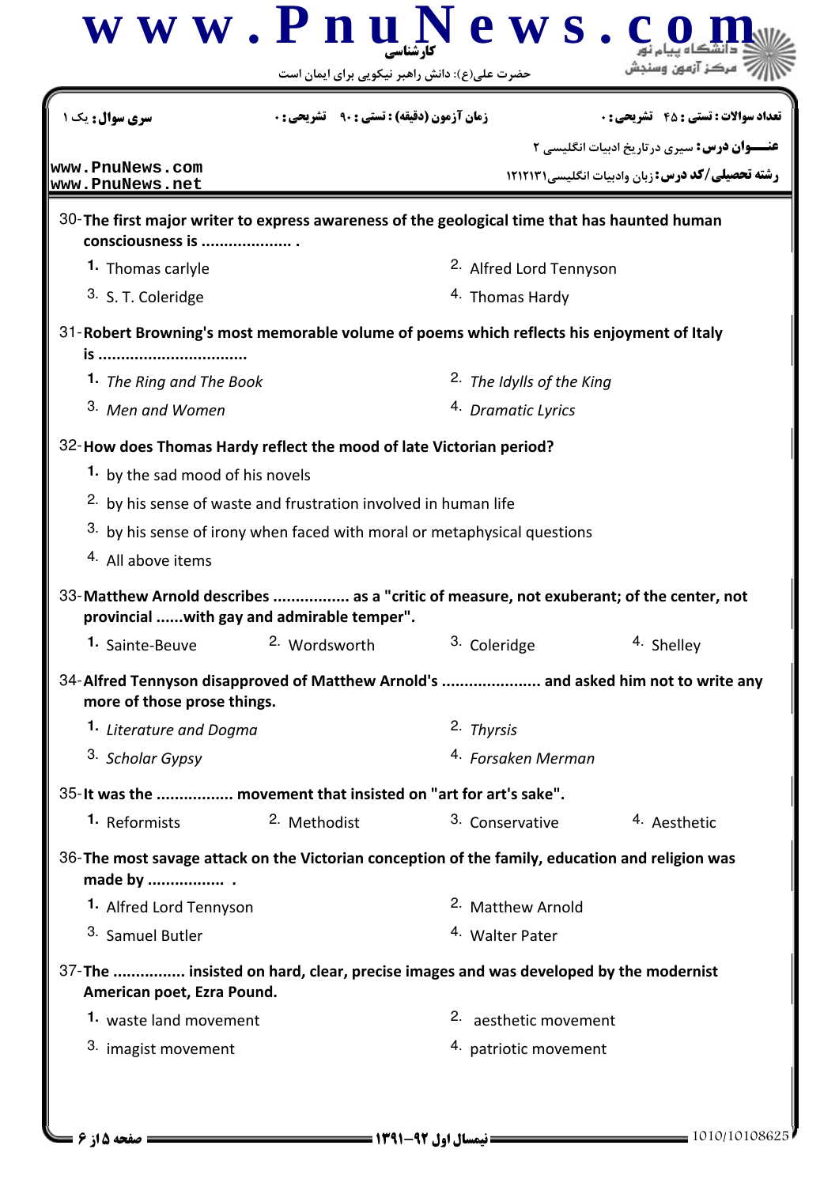| سری سوال: یک ۱ | زمان آزمون (دقیقه) : تستی : ۹۰ تشریحی : ۰ | تعداد سوالات : تستی : ۴۵ تشریحی : ۰ |
|---|---|---|

**عنـــوان درس:** سیری درتاریخ ادبیات انگلیسی ۲

**رشته تحصیلی/کد درس:** زبان وادبیات انگلیسی۱۲۱۲۱۳۱

30- **The first major writer to express awareness of the geological time that has haunted human consciousness is .................... .**

1. Thomas carlyle
2. Alfred Lord Tennyson
3. S. T. Coleridge
4. Thomas Hardy

31- **Robert Browning's most memorable volume of poems which reflects his enjoyment of Italy is ................................**

1. *The Ring and The Book*
2. *The Idylls of the King*
3. *Men and Women*
4. *Dramatic Lyrics*

32- **How does Thomas Hardy reflect the mood of late Victorian period?**

1. by the sad mood of his novels
2. by his sense of waste and frustration involved in human life
3. by his sense of irony when faced with moral or metaphysical questions
4. All above items

33- **Matthew Arnold describes ................ as a "critic of measure, not exuberant; of the center, not provincial ......with gay and admirable temper".**

1. Sainte-Beuve
2. Wordsworth
3. Coleridge
4. Shelley

34- **Alfred Tennyson disapproved of Matthew Arnold's ..................... and asked him not to write any more of those prose things.**

1. *Literature and Dogma*
2. *Thyrsis*
3. *Scholar Gypsy*
4. *Forsaken Merman*

35- **It was the ................ movement that insisted on "art for art's sake".**

1. Reformists
2. Methodist
3. Conservative
4. Aesthetic

36- **The most savage attack on the Victorian conception of the family, education and religion was made by ................ .**

1. Alfred Lord Tennyson
2. Matthew Arnold
3. Samuel Butler
4. Walter Pater

37- **The ............... insisted on hard, clear, precise images and was developed by the modernist American poet, Ezra Pound.**

1. waste land movement
2. aesthetic movement
3. imagist movement
4. patriotic movement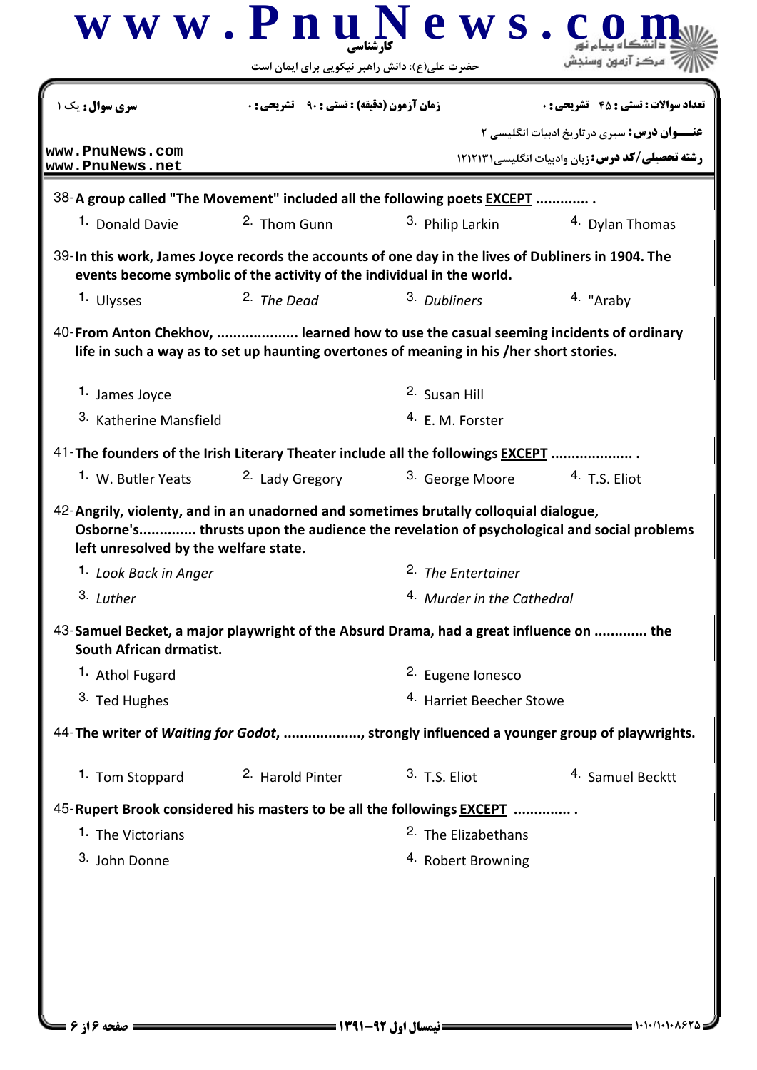38- **A group called "The Movement" included all the following poets EXCEPT ............. .**

1. Donald Davie
2. Thom Gunn
3. Philip Larkin
4. Dylan Thomas

39- **In this work, James Joyce records the accounts of one day in the lives of Dubliners in 1904. The events become symbolic of the activity of the individual in the world.**

1. Ulysses
2. *The Dead*
3. *Dubliners*
4. "Araby

40- **From Anton Chekhov, .................... learned how to use the casual seeming incidents of ordinary life in such a way as to set up haunting overtones of meaning in his /her short stories.**

1. James Joyce
2. Susan Hill
3. Katherine Mansfield
4. E. M. Forster

41- **The founders of the Irish Literary Theater include all the followings EXCEPT .................... .**

1. W. Butler Yeats
2. Lady Gregory
3. George Moore
4. T.S. Eliot

42- **Angrily, violenty, and in an unadorned and sometimes brutally colloquial dialogue, Osborne's.............. thrusts upon the audience the revelation of psychological and social problems left unresolved by the welfare state.**

1. *Look Back in Anger*
2. *The Entertainer*
3. *Luther*
4. *Murder in the Cathedral*

43- **Samuel Becket, a major playwright of the Absurd Drama, had a great influence on ............. the South African drmatist.**

1. Athol Fugard
2. Eugene Ionesco
3. Ted Hughes
4. Harriet Beecher Stowe

44- **The writer of *Waiting for Godot*, ..................., strongly influenced a younger group of playwrights.**

1. Tom Stoppard
2. Harold Pinter
3. T.S. Eliot
4. Samuel Beckt

45- **Rupert Brook considered his masters to be all the followings EXCEPT .............. .**

1. The Victorians
2. The Elizabethans
3. John Donne
4. Robert Browning